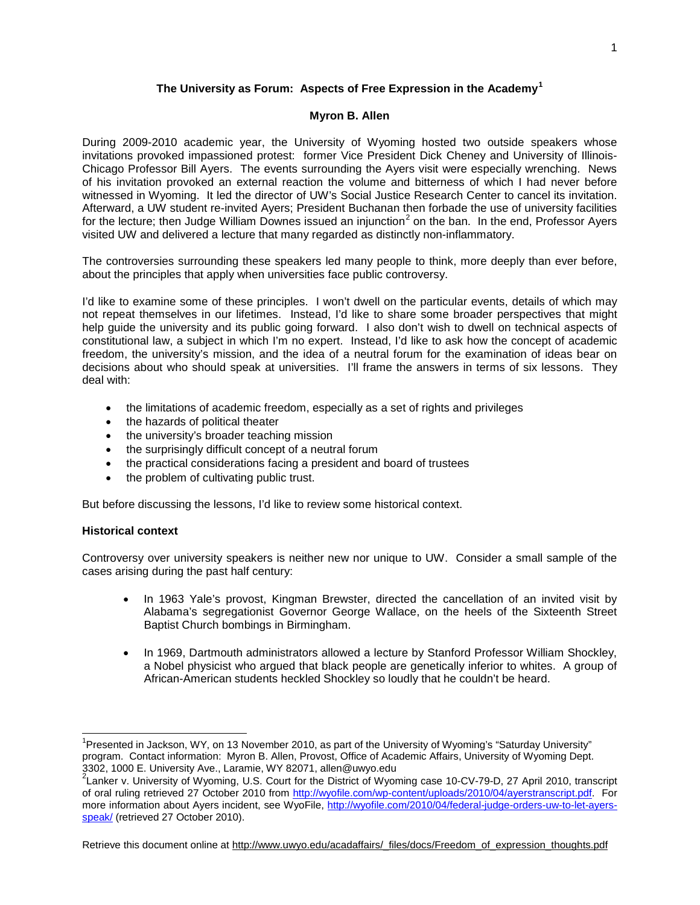# The University as Forum: Aspects of Free Expression in the Academy[1]

**Myron B. Allen**

During 2009-2010 academic year, the University of Wyoming hosted two outside speakers whose invitations provoked impassioned protest: former Vice President Dick Cheney and University of Illinois-Chicago Professor Bill Ayers. The events surrounding the Ayers visit were especially wrenching. News of his invitation provoked an external reaction the volume and bitterness of which I had never before witnessed in Wyoming. It led the director of UW's Social Justice Research Center to cancel its invitation. Afterward, a UW student re-invited Ayers; President Buchanan then forbade the use of university facilities for the lecture; then Judge William Downes issued an injunction[2] on the ban. In the end, Professor Ayers visited UW and delivered a lecture that many regarded as distinctly non-inflammatory.

The controversies surrounding these speakers led many people to think, more deeply than ever before, about the principles that apply when universities face public controversy.

I'd like to examine some of these principles. I won't dwell on the particular events, details of which may not repeat themselves in our lifetimes. Instead, I'd like to share some broader perspectives that might help guide the university and its public going forward. I also don't wish to dwell on technical aspects of constitutional law, a subject in which I'm no expert. Instead, I'd like to ask how the concept of academic freedom, the university's mission, and the idea of a neutral forum for the examination of ideas bear on decisions about who should speak at universities. I'll frame the answers in terms of six lessons. They deal with:

- the limitations of academic freedom, especially as a set of rights and privileges
- the hazards of political theater
- the university's broader teaching mission
- the surprisingly difficult concept of a neutral forum
- the practical considerations facing a president and board of trustees
- the problem of cultivating public trust.

But before discussing the lessons, I'd like to review some historical context.

**Historical context**

Controversy over university speakers is neither new nor unique to UW. Consider a small sample of the cases arising during the past half century:

- In 1963 Yale's provost, Kingman Brewster, directed the cancellation of an invited visit by Alabama's segregationist Governor George Wallace, on the heels of the Sixteenth Street Baptist Church bombings in Birmingham.

- In 1969, Dartmouth administrators allowed a lecture by Stanford Professor William Shockley, a Nobel physicist who argued that black people are genetically inferior to whites. A group of African-American students heckled Shockley so loudly that he couldn't be heard.

---

[1] Presented in Jackson, WY, on 13 November 2010, as part of the University of Wyoming's "Saturday University" program. Contact information: Myron B. Allen, Provost, Office of Academic Affairs, University of Wyoming Dept. 3302, 1000 E. University Ave., Laramie, WY 82071, allen@uwyo.edu

[2] Lanker v. University of Wyoming, U.S. Court for the District of Wyoming case 10-CV-79-D, 27 April 2010, transcript of oral ruling retrieved 27 October 2010 from http://wyofile.com/wp-content/uploads/2010/04/ayerstranscript.pdf. For more information about Ayers incident, see WyoFile, http://wyofile.com/2010/04/federal-judge-orders-uw-to-let-ayers-speak/ (retrieved 27 October 2010).

Retrieve this document online at http://www.uwyo.edu/acadaffairs/_files/docs/Freedom_of_expression_thoughts.pdf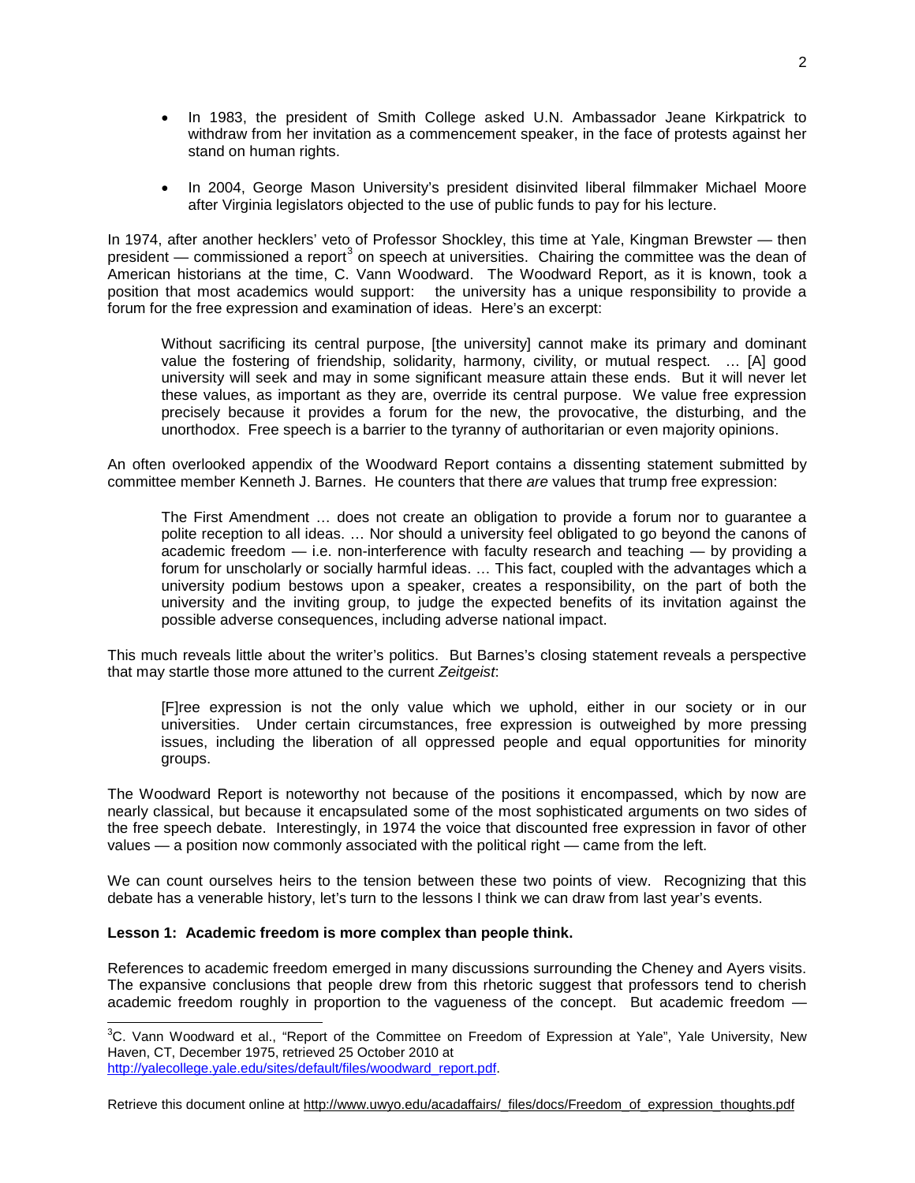- In 1983, the president of Smith College asked U.N. Ambassador Jeane Kirkpatrick to withdraw from her invitation as a commencement speaker, in the face of protests against her stand on human rights.

- In 2004, George Mason University's president disinvited liberal filmmaker Michael Moore after Virginia legislators objected to the use of public funds to pay for his lecture.

In 1974, after another hecklers' veto of Professor Shockley, this time at Yale, Kingman Brewster — then president — commissioned a report[3] on speech at universities. Chairing the committee was the dean of American historians at the time, C. Vann Woodward. The Woodward Report, as it is known, took a position that most academics would support: the university has a unique responsibility to provide a forum for the free expression and examination of ideas. Here's an excerpt:

> Without sacrificing its central purpose, [the university] cannot make its primary and dominant value the fostering of friendship, solidarity, harmony, civility, or mutual respect. … [A] good university will seek and may in some significant measure attain these ends. But it will never let these values, as important as they are, override its central purpose. We value free expression precisely because it provides a forum for the new, the provocative, the disturbing, and the unorthodox. Free speech is a barrier to the tyranny of authoritarian or even majority opinions.

An often overlooked appendix of the Woodward Report contains a dissenting statement submitted by committee member Kenneth J. Barnes. He counters that there *are* values that trump free expression:

> The First Amendment … does not create an obligation to provide a forum nor to guarantee a polite reception to all ideas. … Nor should a university feel obligated to go beyond the canons of academic freedom — i.e. non-interference with faculty research and teaching — by providing a forum for unscholarly or socially harmful ideas. … This fact, coupled with the advantages which a university podium bestows upon a speaker, creates a responsibility, on the part of both the university and the inviting group, to judge the expected benefits of its invitation against the possible adverse consequences, including adverse national impact.

This much reveals little about the writer's politics. But Barnes's closing statement reveals a perspective that may startle those more attuned to the current *Zeitgeist*:

> [F]ree expression is not the only value which we uphold, either in our society or in our universities. Under certain circumstances, free expression is outweighed by more pressing issues, including the liberation of all oppressed people and equal opportunities for minority groups.

The Woodward Report is noteworthy not because of the positions it encompassed, which by now are nearly classical, but because it encapsulated some of the most sophisticated arguments on two sides of the free speech debate. Interestingly, in 1974 the voice that discounted free expression in favor of other values — a position now commonly associated with the political right — came from the left.

We can count ourselves heirs to the tension between these two points of view. Recognizing that this debate has a venerable history, let's turn to the lessons I think we can draw from last year's events.

**Lesson 1: Academic freedom is more complex than people think.**

References to academic freedom emerged in many discussions surrounding the Cheney and Ayers visits. The expansive conclusions that people drew from this rhetoric suggest that professors tend to cherish academic freedom roughly in proportion to the vagueness of the concept. But academic freedom —

[3] C. Vann Woodward et al., "Report of the Committee on Freedom of Expression at Yale", Yale University, New Haven, CT, December 1975, retrieved 25 October 2010 at http://yalecollege.yale.edu/sites/default/files/woodward_report.pdf.

Retrieve this document online at http://www.uwyo.edu/acadaffairs/_files/docs/Freedom_of_expression_thoughts.pdf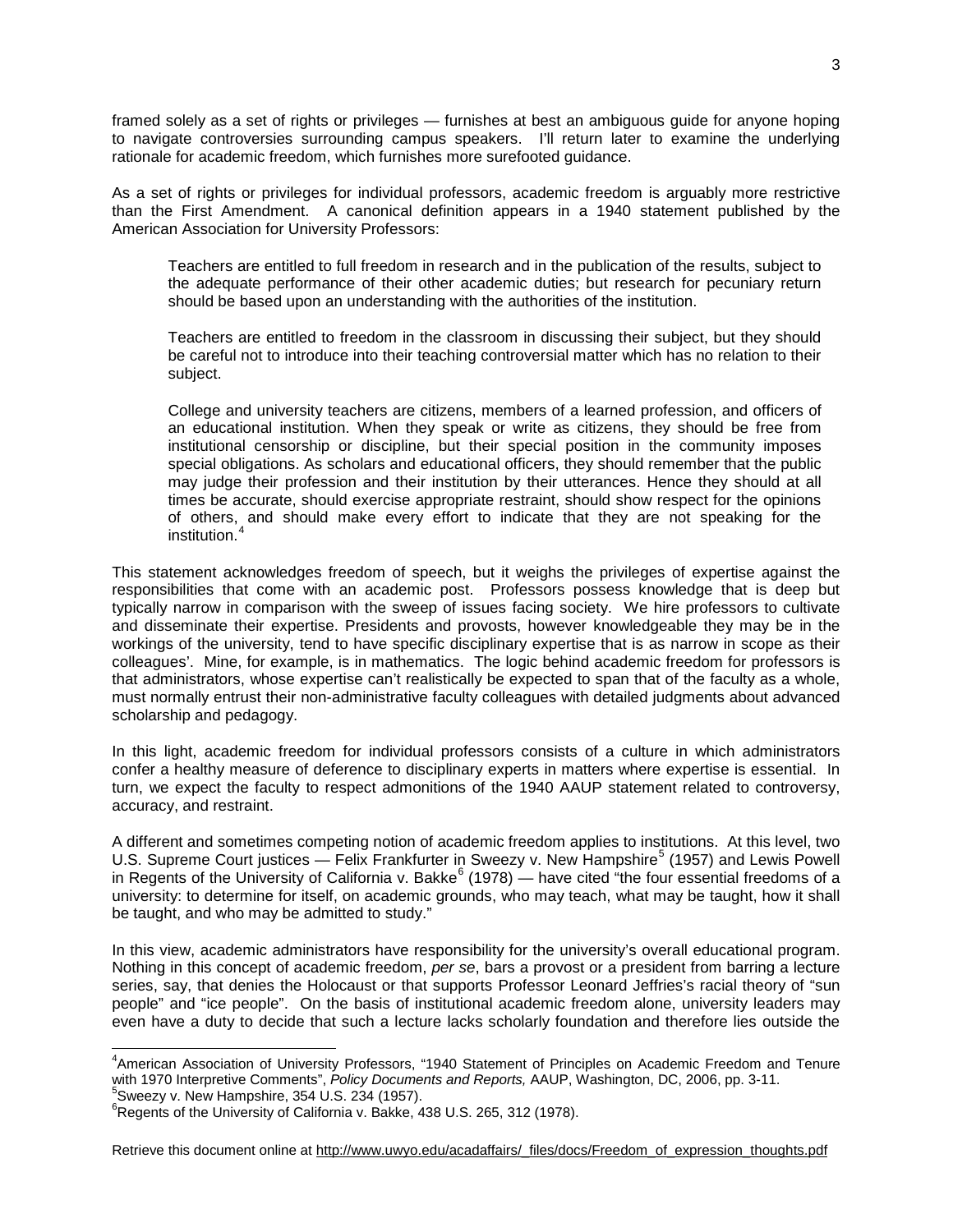framed solely as a set of rights or privileges — furnishes at best an ambiguous guide for anyone hoping to navigate controversies surrounding campus speakers. I'll return later to examine the underlying rationale for academic freedom, which furnishes more surefooted guidance.

As a set of rights or privileges for individual professors, academic freedom is arguably more restrictive than the First Amendment. A canonical definition appears in a 1940 statement published by the American Association for University Professors:

> Teachers are entitled to full freedom in research and in the publication of the results, subject to the adequate performance of their other academic duties; but research for pecuniary return should be based upon an understanding with the authorities of the institution.
>
> Teachers are entitled to freedom in the classroom in discussing their subject, but they should be careful not to introduce into their teaching controversial matter which has no relation to their subject.
>
> College and university teachers are citizens, members of a learned profession, and officers of an educational institution. When they speak or write as citizens, they should be free from institutional censorship or discipline, but their special position in the community imposes special obligations. As scholars and educational officers, they should remember that the public may judge their profession and their institution by their utterances. Hence they should at all times be accurate, should exercise appropriate restraint, should show respect for the opinions of others, and should make every effort to indicate that they are not speaking for the institution.[4]

This statement acknowledges freedom of speech, but it weighs the privileges of expertise against the responsibilities that come with an academic post. Professors possess knowledge that is deep but typically narrow in comparison with the sweep of issues facing society. We hire professors to cultivate and disseminate their expertise. Presidents and provosts, however knowledgeable they may be in the workings of the university, tend to have specific disciplinary expertise that is as narrow in scope as their colleagues'. Mine, for example, is in mathematics. The logic behind academic freedom for professors is that administrators, whose expertise can't realistically be expected to span that of the faculty as a whole, must normally entrust their non-administrative faculty colleagues with detailed judgments about advanced scholarship and pedagogy.

In this light, academic freedom for individual professors consists of a culture in which administrators confer a healthy measure of deference to disciplinary experts in matters where expertise is essential. In turn, we expect the faculty to respect admonitions of the 1940 AAUP statement related to controversy, accuracy, and restraint.

A different and sometimes competing notion of academic freedom applies to institutions. At this level, two U.S. Supreme Court justices — Felix Frankfurter in Sweezy v. New Hampshire[5] (1957) and Lewis Powell in Regents of the University of California v. Bakke[6] (1978) — have cited "the four essential freedoms of a university: to determine for itself, on academic grounds, who may teach, what may be taught, how it shall be taught, and who may be admitted to study."

In this view, academic administrators have responsibility for the university's overall educational program. Nothing in this concept of academic freedom, *per se*, bars a provost or a president from barring a lecture series, say, that denies the Holocaust or that supports Professor Leonard Jeffries's racial theory of "sun people" and "ice people". On the basis of institutional academic freedom alone, university leaders may even have a duty to decide that such a lecture lacks scholarly foundation and therefore lies outside the

---

[4] American Association of University Professors, "1940 Statement of Principles on Academic Freedom and Tenure with 1970 Interpretive Comments", *Policy Documents and Reports,* AAUP, Washington, DC, 2006, pp. 3-11.

[5] Sweezy v. New Hampshire, 354 U.S. 234 (1957).

[6] Regents of the University of California v. Bakke, 438 U.S. 265, 312 (1978).

Retrieve this document online at http://www.uwyo.edu/acadaffairs/_files/docs/Freedom_of_expression_thoughts.pdf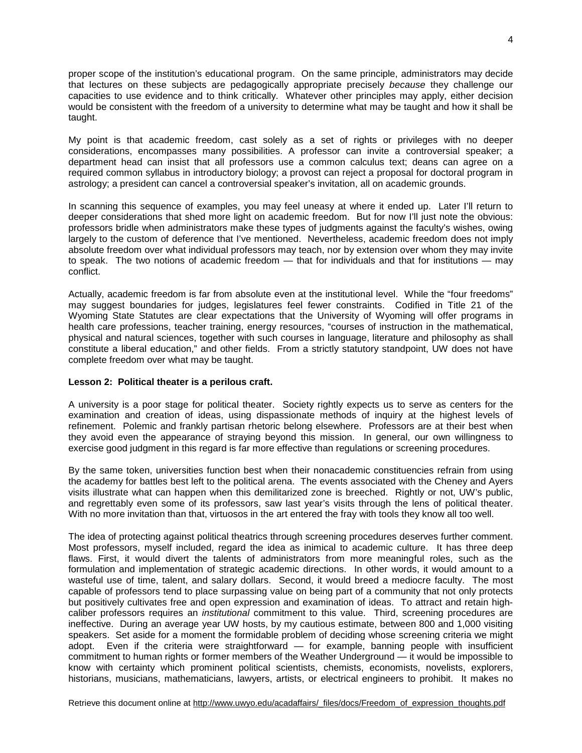proper scope of the institution's educational program. On the same principle, administrators may decide that lectures on these subjects are pedagogically appropriate precisely *because* they challenge our capacities to use evidence and to think critically. Whatever other principles may apply, either decision would be consistent with the freedom of a university to determine what may be taught and how it shall be taught.

My point is that academic freedom, cast solely as a set of rights or privileges with no deeper considerations, encompasses many possibilities. A professor can invite a controversial speaker; a department head can insist that all professors use a common calculus text; deans can agree on a required common syllabus in introductory biology; a provost can reject a proposal for doctoral program in astrology; a president can cancel a controversial speaker's invitation, all on academic grounds.

In scanning this sequence of examples, you may feel uneasy at where it ended up. Later I'll return to deeper considerations that shed more light on academic freedom. But for now I'll just note the obvious: professors bridle when administrators make these types of judgments against the faculty's wishes, owing largely to the custom of deference that I've mentioned. Nevertheless, academic freedom does not imply absolute freedom over what individual professors may teach, nor by extension over whom they may invite to speak. The two notions of academic freedom — that for individuals and that for institutions — may conflict.

Actually, academic freedom is far from absolute even at the institutional level. While the "four freedoms" may suggest boundaries for judges, legislatures feel fewer constraints. Codified in Title 21 of the Wyoming State Statutes are clear expectations that the University of Wyoming will offer programs in health care professions, teacher training, energy resources, "courses of instruction in the mathematical, physical and natural sciences, together with such courses in language, literature and philosophy as shall constitute a liberal education," and other fields. From a strictly statutory standpoint, UW does not have complete freedom over what may be taught.

**Lesson 2: Political theater is a perilous craft.**

A university is a poor stage for political theater. Society rightly expects us to serve as centers for the examination and creation of ideas, using dispassionate methods of inquiry at the highest levels of refinement. Polemic and frankly partisan rhetoric belong elsewhere. Professors are at their best when they avoid even the appearance of straying beyond this mission. In general, our own willingness to exercise good judgment in this regard is far more effective than regulations or screening procedures.

By the same token, universities function best when their nonacademic constituencies refrain from using the academy for battles best left to the political arena. The events associated with the Cheney and Ayers visits illustrate what can happen when this demilitarized zone is breeched. Rightly or not, UW's public, and regrettably even some of its professors, saw last year's visits through the lens of political theater. With no more invitation than that, virtuosos in the art entered the fray with tools they know all too well.

The idea of protecting against political theatrics through screening procedures deserves further comment. Most professors, myself included, regard the idea as inimical to academic culture. It has three deep flaws. First, it would divert the talents of administrators from more meaningful roles, such as the formulation and implementation of strategic academic directions. In other words, it would amount to a wasteful use of time, talent, and salary dollars. Second, it would breed a mediocre faculty. The most capable of professors tend to place surpassing value on being part of a community that not only protects but positively cultivates free and open expression and examination of ideas. To attract and retain high-caliber professors requires an *institutional* commitment to this value. Third, screening procedures are ineffective. During an average year UW hosts, by my cautious estimate, between 800 and 1,000 visiting speakers. Set aside for a moment the formidable problem of deciding whose screening criteria we might adopt. Even if the criteria were straightforward — for example, banning people with insufficient commitment to human rights or former members of the Weather Underground — it would be impossible to know with certainty which prominent political scientists, chemists, economists, novelists, explorers, historians, musicians, mathematicians, lawyers, artists, or electrical engineers to prohibit. It makes no

Retrieve this document online at http://www.uwyo.edu/acadaffairs/_files/docs/Freedom_of_expression_thoughts.pdf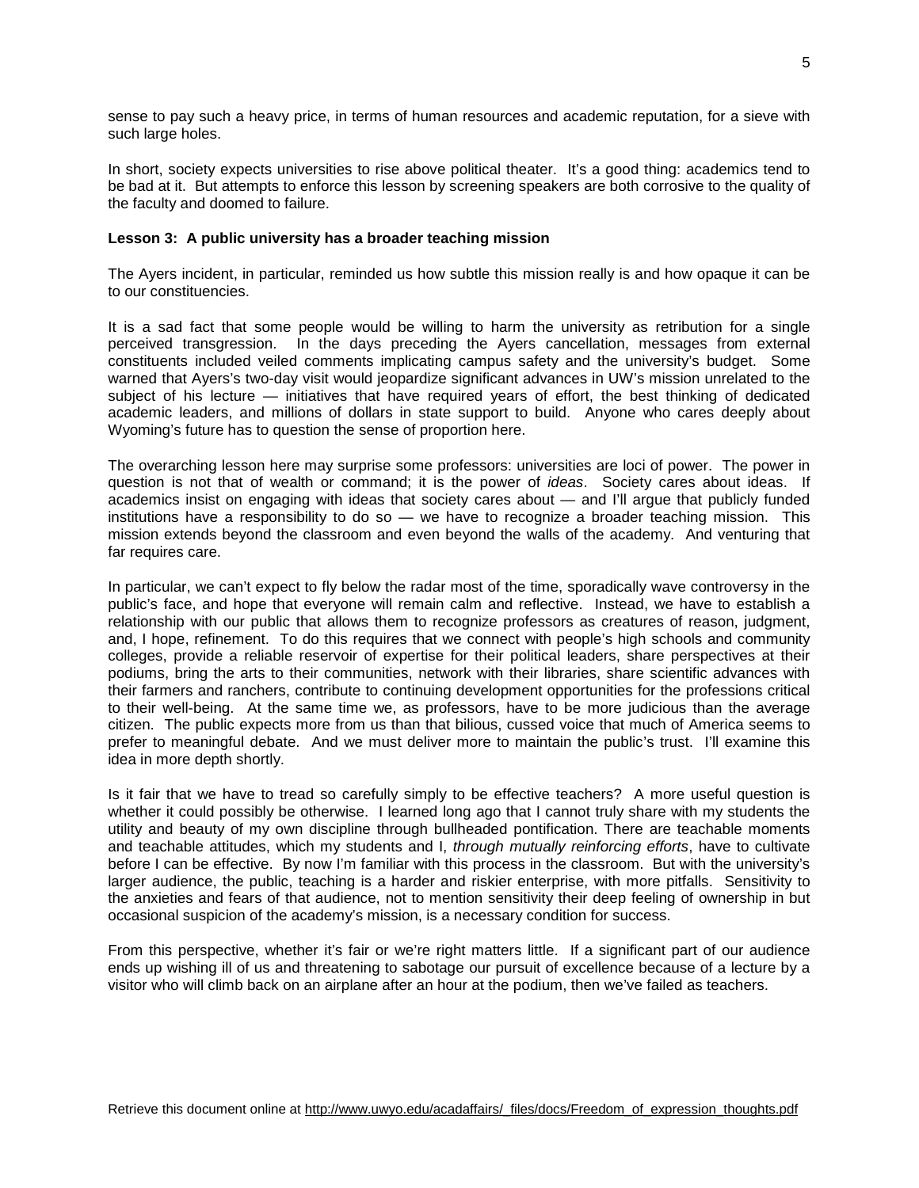sense to pay such a heavy price, in terms of human resources and academic reputation, for a sieve with such large holes.

In short, society expects universities to rise above political theater. It's a good thing: academics tend to be bad at it. But attempts to enforce this lesson by screening speakers are both corrosive to the quality of the faculty and doomed to failure.

**Lesson 3: A public university has a broader teaching mission**

The Ayers incident, in particular, reminded us how subtle this mission really is and how opaque it can be to our constituencies.

It is a sad fact that some people would be willing to harm the university as retribution for a single perceived transgression. In the days preceding the Ayers cancellation, messages from external constituents included veiled comments implicating campus safety and the university's budget. Some warned that Ayers's two-day visit would jeopardize significant advances in UW's mission unrelated to the subject of his lecture — initiatives that have required years of effort, the best thinking of dedicated academic leaders, and millions of dollars in state support to build. Anyone who cares deeply about Wyoming's future has to question the sense of proportion here.

The overarching lesson here may surprise some professors: universities are loci of power. The power in question is not that of wealth or command; it is the power of *ideas*. Society cares about ideas. If academics insist on engaging with ideas that society cares about — and I'll argue that publicly funded institutions have a responsibility to do so — we have to recognize a broader teaching mission. This mission extends beyond the classroom and even beyond the walls of the academy. And venturing that far requires care.

In particular, we can't expect to fly below the radar most of the time, sporadically wave controversy in the public's face, and hope that everyone will remain calm and reflective. Instead, we have to establish a relationship with our public that allows them to recognize professors as creatures of reason, judgment, and, I hope, refinement. To do this requires that we connect with people's high schools and community colleges, provide a reliable reservoir of expertise for their political leaders, share perspectives at their podiums, bring the arts to their communities, network with their libraries, share scientific advances with their farmers and ranchers, contribute to continuing development opportunities for the professions critical to their well-being. At the same time we, as professors, have to be more judicious than the average citizen. The public expects more from us than that bilious, cussed voice that much of America seems to prefer to meaningful debate. And we must deliver more to maintain the public's trust. I'll examine this idea in more depth shortly.

Is it fair that we have to tread so carefully simply to be effective teachers? A more useful question is whether it could possibly be otherwise. I learned long ago that I cannot truly share with my students the utility and beauty of my own discipline through bullheaded pontification. There are teachable moments and teachable attitudes, which my students and I, *through mutually reinforcing efforts*, have to cultivate before I can be effective. By now I'm familiar with this process in the classroom. But with the university's larger audience, the public, teaching is a harder and riskier enterprise, with more pitfalls. Sensitivity to the anxieties and fears of that audience, not to mention sensitivity their deep feeling of ownership in but occasional suspicion of the academy's mission, is a necessary condition for success.

From this perspective, whether it's fair or we're right matters little. If a significant part of our audience ends up wishing ill of us and threatening to sabotage our pursuit of excellence because of a lecture by a visitor who will climb back on an airplane after an hour at the podium, then we've failed as teachers.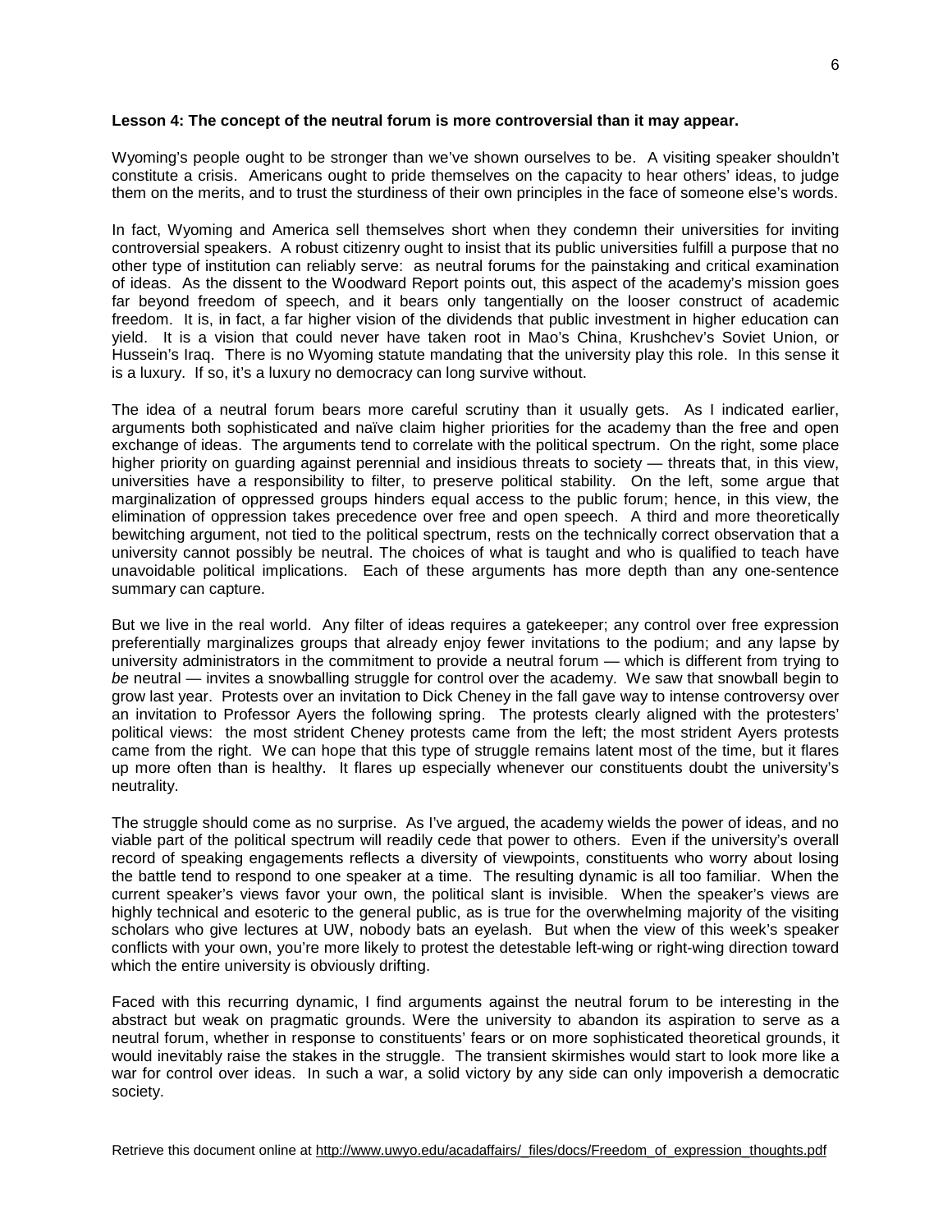**Lesson 4: The concept of the neutral forum is more controversial than it may appear.**

Wyoming's people ought to be stronger than we've shown ourselves to be. A visiting speaker shouldn't constitute a crisis. Americans ought to pride themselves on the capacity to hear others' ideas, to judge them on the merits, and to trust the sturdiness of their own principles in the face of someone else's words.

In fact, Wyoming and America sell themselves short when they condemn their universities for inviting controversial speakers. A robust citizenry ought to insist that its public universities fulfill a purpose that no other type of institution can reliably serve: as neutral forums for the painstaking and critical examination of ideas. As the dissent to the Woodward Report points out, this aspect of the academy's mission goes far beyond freedom of speech, and it bears only tangentially on the looser construct of academic freedom. It is, in fact, a far higher vision of the dividends that public investment in higher education can yield. It is a vision that could never have taken root in Mao's China, Krushchev's Soviet Union, or Hussein's Iraq. There is no Wyoming statute mandating that the university play this role. In this sense it is a luxury. If so, it's a luxury no democracy can long survive without.

The idea of a neutral forum bears more careful scrutiny than it usually gets. As I indicated earlier, arguments both sophisticated and naïve claim higher priorities for the academy than the free and open exchange of ideas. The arguments tend to correlate with the political spectrum. On the right, some place higher priority on guarding against perennial and insidious threats to society — threats that, in this view, universities have a responsibility to filter, to preserve political stability. On the left, some argue that marginalization of oppressed groups hinders equal access to the public forum; hence, in this view, the elimination of oppression takes precedence over free and open speech. A third and more theoretically bewitching argument, not tied to the political spectrum, rests on the technically correct observation that a university cannot possibly be neutral. The choices of what is taught and who is qualified to teach have unavoidable political implications. Each of these arguments has more depth than any one-sentence summary can capture.

But we live in the real world. Any filter of ideas requires a gatekeeper; any control over free expression preferentially marginalizes groups that already enjoy fewer invitations to the podium; and any lapse by university administrators in the commitment to provide a neutral forum — which is different from trying to *be* neutral — invites a snowballing struggle for control over the academy. We saw that snowball begin to grow last year. Protests over an invitation to Dick Cheney in the fall gave way to intense controversy over an invitation to Professor Ayers the following spring. The protests clearly aligned with the protesters' political views: the most strident Cheney protests came from the left; the most strident Ayers protests came from the right. We can hope that this type of struggle remains latent most of the time, but it flares up more often than is healthy. It flares up especially whenever our constituents doubt the university's neutrality.

The struggle should come as no surprise. As I've argued, the academy wields the power of ideas, and no viable part of the political spectrum will readily cede that power to others. Even if the university's overall record of speaking engagements reflects a diversity of viewpoints, constituents who worry about losing the battle tend to respond to one speaker at a time. The resulting dynamic is all too familiar. When the current speaker's views favor your own, the political slant is invisible. When the speaker's views are highly technical and esoteric to the general public, as is true for the overwhelming majority of the visiting scholars who give lectures at UW, nobody bats an eyelash. But when the view of this week's speaker conflicts with your own, you're more likely to protest the detestable left-wing or right-wing direction toward which the entire university is obviously drifting.

Faced with this recurring dynamic, I find arguments against the neutral forum to be interesting in the abstract but weak on pragmatic grounds. Were the university to abandon its aspiration to serve as a neutral forum, whether in response to constituents' fears or on more sophisticated theoretical grounds, it would inevitably raise the stakes in the struggle. The transient skirmishes would start to look more like a war for control over ideas. In such a war, a solid victory by any side can only impoverish a democratic society.

Retrieve this document online at http://www.uwyo.edu/acadaffairs/_files/docs/Freedom_of_expression_thoughts.pdf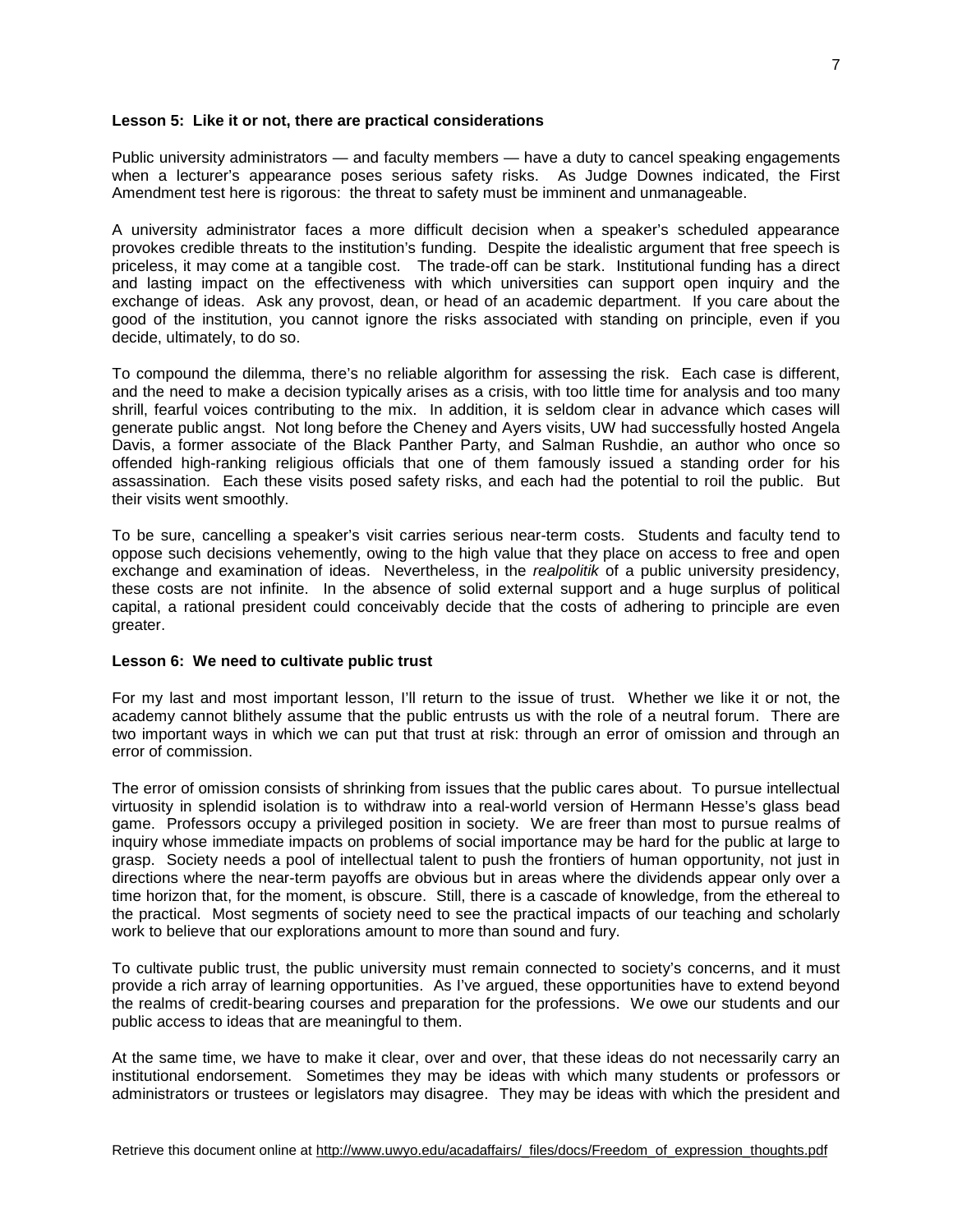**Lesson 5: Like it or not, there are practical considerations**

Public university administrators — and faculty members — have a duty to cancel speaking engagements when a lecturer's appearance poses serious safety risks. As Judge Downes indicated, the First Amendment test here is rigorous: the threat to safety must be imminent and unmanageable.

A university administrator faces a more difficult decision when a speaker's scheduled appearance provokes credible threats to the institution's funding. Despite the idealistic argument that free speech is priceless, it may come at a tangible cost. The trade-off can be stark. Institutional funding has a direct and lasting impact on the effectiveness with which universities can support open inquiry and the exchange of ideas. Ask any provost, dean, or head of an academic department. If you care about the good of the institution, you cannot ignore the risks associated with standing on principle, even if you decide, ultimately, to do so.

To compound the dilemma, there's no reliable algorithm for assessing the risk. Each case is different, and the need to make a decision typically arises as a crisis, with too little time for analysis and too many shrill, fearful voices contributing to the mix. In addition, it is seldom clear in advance which cases will generate public angst. Not long before the Cheney and Ayers visits, UW had successfully hosted Angela Davis, a former associate of the Black Panther Party, and Salman Rushdie, an author who once so offended high-ranking religious officials that one of them famously issued a standing order for his assassination. Each these visits posed safety risks, and each had the potential to roil the public. But their visits went smoothly.

To be sure, cancelling a speaker's visit carries serious near-term costs. Students and faculty tend to oppose such decisions vehemently, owing to the high value that they place on access to free and open exchange and examination of ideas. Nevertheless, in the *realpolitik* of a public university presidency, these costs are not infinite. In the absence of solid external support and a huge surplus of political capital, a rational president could conceivably decide that the costs of adhering to principle are even greater.

**Lesson 6: We need to cultivate public trust**

For my last and most important lesson, I'll return to the issue of trust. Whether we like it or not, the academy cannot blithely assume that the public entrusts us with the role of a neutral forum. There are two important ways in which we can put that trust at risk: through an error of omission and through an error of commission.

The error of omission consists of shrinking from issues that the public cares about. To pursue intellectual virtuosity in splendid isolation is to withdraw into a real-world version of Hermann Hesse's glass bead game. Professors occupy a privileged position in society. We are freer than most to pursue realms of inquiry whose immediate impacts on problems of social importance may be hard for the public at large to grasp. Society needs a pool of intellectual talent to push the frontiers of human opportunity, not just in directions where the near-term payoffs are obvious but in areas where the dividends appear only over a time horizon that, for the moment, is obscure. Still, there is a cascade of knowledge, from the ethereal to the practical. Most segments of society need to see the practical impacts of our teaching and scholarly work to believe that our explorations amount to more than sound and fury.

To cultivate public trust, the public university must remain connected to society's concerns, and it must provide a rich array of learning opportunities. As I've argued, these opportunities have to extend beyond the realms of credit-bearing courses and preparation for the professions. We owe our students and our public access to ideas that are meaningful to them.

At the same time, we have to make it clear, over and over, that these ideas do not necessarily carry an institutional endorsement. Sometimes they may be ideas with which many students or professors or administrators or trustees or legislators may disagree. They may be ideas with which the president and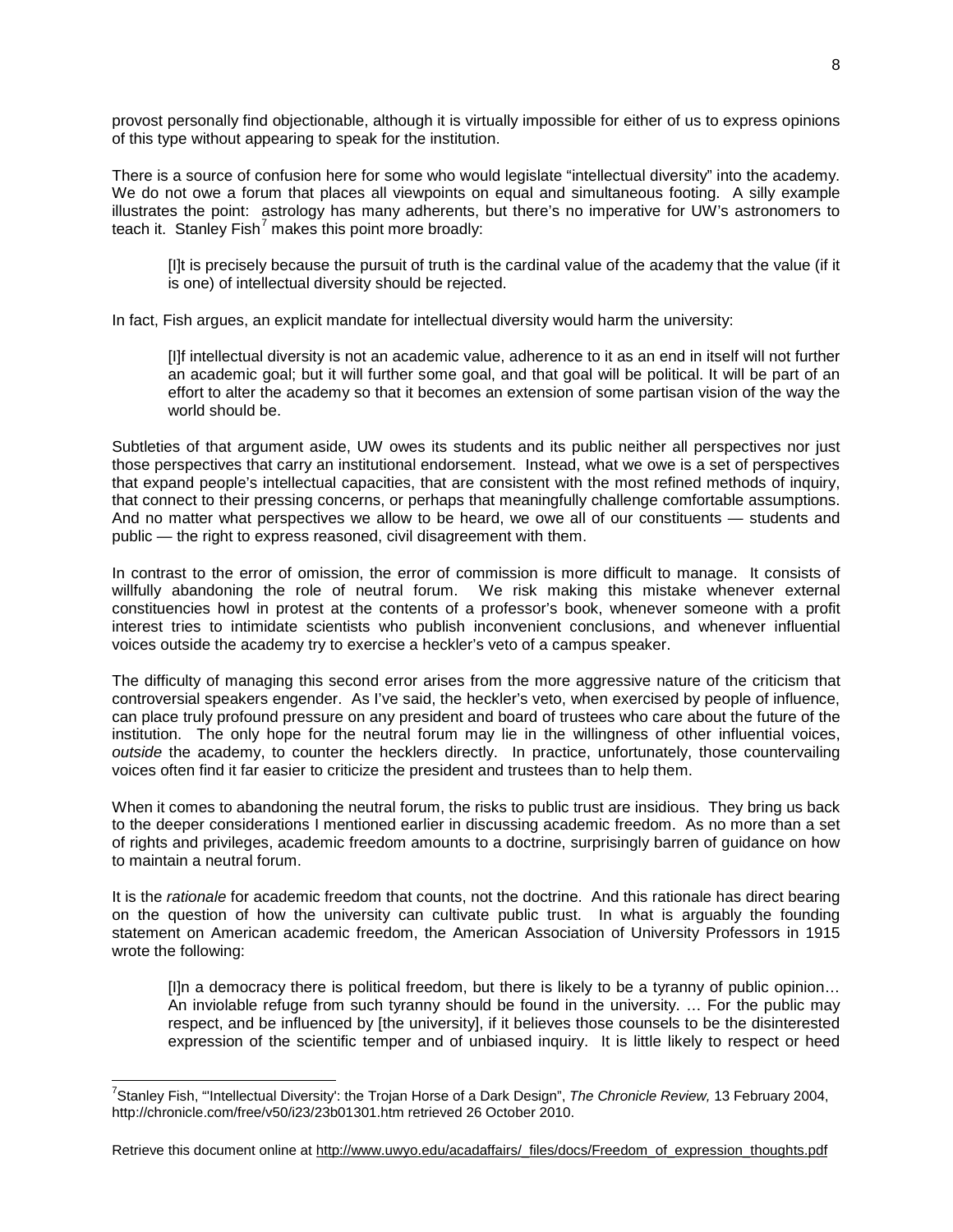provost personally find objectionable, although it is virtually impossible for either of us to express opinions of this type without appearing to speak for the institution.

There is a source of confusion here for some who would legislate "intellectual diversity" into the academy. We do not owe a forum that places all viewpoints on equal and simultaneous footing. A silly example illustrates the point: astrology has many adherents, but there's no imperative for UW's astronomers to teach it. Stanley Fish[7] makes this point more broadly:

> [I]t is precisely because the pursuit of truth is the cardinal value of the academy that the value (if it is one) of intellectual diversity should be rejected.

In fact, Fish argues, an explicit mandate for intellectual diversity would harm the university:

> [I]f intellectual diversity is not an academic value, adherence to it as an end in itself will not further an academic goal; but it will further some goal, and that goal will be political. It will be part of an effort to alter the academy so that it becomes an extension of some partisan vision of the way the world should be.

Subtleties of that argument aside, UW owes its students and its public neither all perspectives nor just those perspectives that carry an institutional endorsement. Instead, what we owe is a set of perspectives that expand people's intellectual capacities, that are consistent with the most refined methods of inquiry, that connect to their pressing concerns, or perhaps that meaningfully challenge comfortable assumptions. And no matter what perspectives we allow to be heard, we owe all of our constituents — students and public — the right to express reasoned, civil disagreement with them.

In contrast to the error of omission, the error of commission is more difficult to manage. It consists of willfully abandoning the role of neutral forum. We risk making this mistake whenever external constituencies howl in protest at the contents of a professor's book, whenever someone with a profit interest tries to intimidate scientists who publish inconvenient conclusions, and whenever influential voices outside the academy try to exercise a heckler's veto of a campus speaker.

The difficulty of managing this second error arises from the more aggressive nature of the criticism that controversial speakers engender. As I've said, the heckler's veto, when exercised by people of influence, can place truly profound pressure on any president and board of trustees who care about the future of the institution. The only hope for the neutral forum may lie in the willingness of other influential voices, *outside* the academy, to counter the hecklers directly. In practice, unfortunately, those countervailing voices often find it far easier to criticize the president and trustees than to help them.

When it comes to abandoning the neutral forum, the risks to public trust are insidious. They bring us back to the deeper considerations I mentioned earlier in discussing academic freedom. As no more than a set of rights and privileges, academic freedom amounts to a doctrine, surprisingly barren of guidance on how to maintain a neutral forum.

It is the *rationale* for academic freedom that counts, not the doctrine. And this rationale has direct bearing on the question of how the university can cultivate public trust. In what is arguably the founding statement on American academic freedom, the American Association of University Professors in 1915 wrote the following:

> [I]n a democracy there is political freedom, but there is likely to be a tyranny of public opinion… An inviolable refuge from such tyranny should be found in the university. … For the public may respect, and be influenced by [the university], if it believes those counsels to be the disinterested expression of the scientific temper and of unbiased inquiry. It is little likely to respect or heed

---

[7] Stanley Fish, "'Intellectual Diversity': the Trojan Horse of a Dark Design", *The Chronicle Review,* 13 February 2004, http://chronicle.com/free/v50/i23/23b01301.htm retrieved 26 October 2010.

Retrieve this document online at http://www.uwyo.edu/acadaffairs/_files/docs/Freedom_of_expression_thoughts.pdf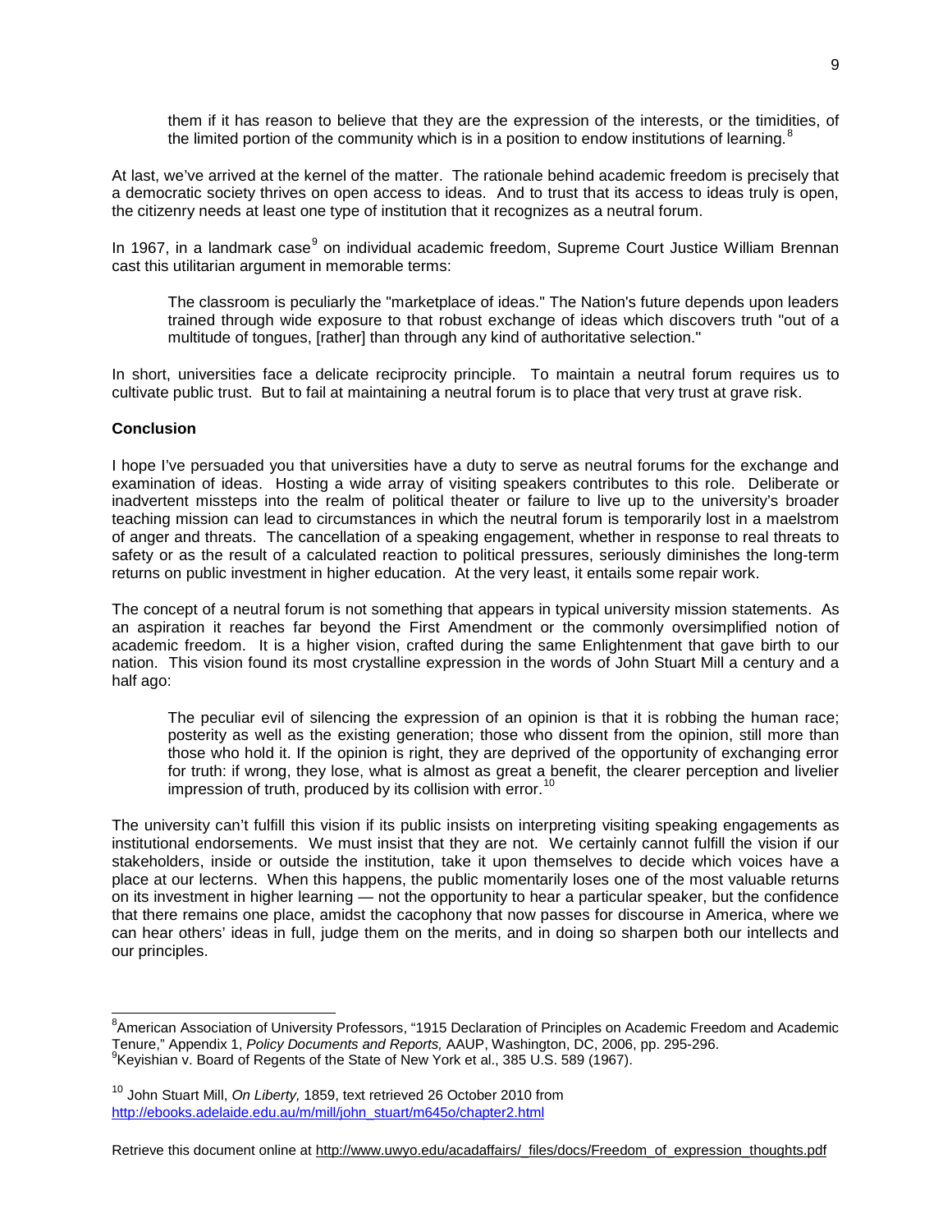> them if it has reason to believe that they are the expression of the interests, or the timidities, of the limited portion of the community which is in a position to endow institutions of learning.[8]

At last, we've arrived at the kernel of the matter. The rationale behind academic freedom is precisely that a democratic society thrives on open access to ideas. And to trust that its access to ideas truly is open, the citizenry needs at least one type of institution that it recognizes as a neutral forum.

In 1967, in a landmark case[9] on individual academic freedom, Supreme Court Justice William Brennan cast this utilitarian argument in memorable terms:

> The classroom is peculiarly the "marketplace of ideas." The Nation's future depends upon leaders trained through wide exposure to that robust exchange of ideas which discovers truth "out of a multitude of tongues, [rather] than through any kind of authoritative selection."

In short, universities face a delicate reciprocity principle. To maintain a neutral forum requires us to cultivate public trust. But to fail at maintaining a neutral forum is to place that very trust at grave risk.

**Conclusion**

I hope I've persuaded you that universities have a duty to serve as neutral forums for the exchange and examination of ideas. Hosting a wide array of visiting speakers contributes to this role. Deliberate or inadvertent missteps into the realm of political theater or failure to live up to the university's broader teaching mission can lead to circumstances in which the neutral forum is temporarily lost in a maelstrom of anger and threats. The cancellation of a speaking engagement, whether in response to real threats to safety or as the result of a calculated reaction to political pressures, seriously diminishes the long-term returns on public investment in higher education. At the very least, it entails some repair work.

The concept of a neutral forum is not something that appears in typical university mission statements. As an aspiration it reaches far beyond the First Amendment or the commonly oversimplified notion of academic freedom. It is a higher vision, crafted during the same Enlightenment that gave birth to our nation. This vision found its most crystalline expression in the words of John Stuart Mill a century and a half ago:

> The peculiar evil of silencing the expression of an opinion is that it is robbing the human race; posterity as well as the existing generation; those who dissent from the opinion, still more than those who hold it. If the opinion is right, they are deprived of the opportunity of exchanging error for truth: if wrong, they lose, what is almost as great a benefit, the clearer perception and livelier impression of truth, produced by its collision with error.[10]

The university can't fulfill this vision if its public insists on interpreting visiting speaking engagements as institutional endorsements. We must insist that they are not. We certainly cannot fulfill the vision if our stakeholders, inside or outside the institution, take it upon themselves to decide which voices have a place at our lecterns. When this happens, the public momentarily loses one of the most valuable returns on its investment in higher learning — not the opportunity to hear a particular speaker, but the confidence that there remains one place, amidst the cacophony that now passes for discourse in America, where we can hear others' ideas in full, judge them on the merits, and in doing so sharpen both our intellects and our principles.

---

[8] American Association of University Professors, "1915 Declaration of Principles on Academic Freedom and Academic Tenure," Appendix 1, *Policy Documents and Reports,* AAUP, Washington, DC, 2006, pp. 295-296.

[9] Keyishian v. Board of Regents of the State of New York et al., 385 U.S. 589 (1967).

[10] John Stuart Mill, *On Liberty,* 1859, text retrieved 26 October 2010 from http://ebooks.adelaide.edu.au/m/mill/john_stuart/m645o/chapter2.html

Retrieve this document online at http://www.uwyo.edu/acadaffairs/_files/docs/Freedom_of_expression_thoughts.pdf